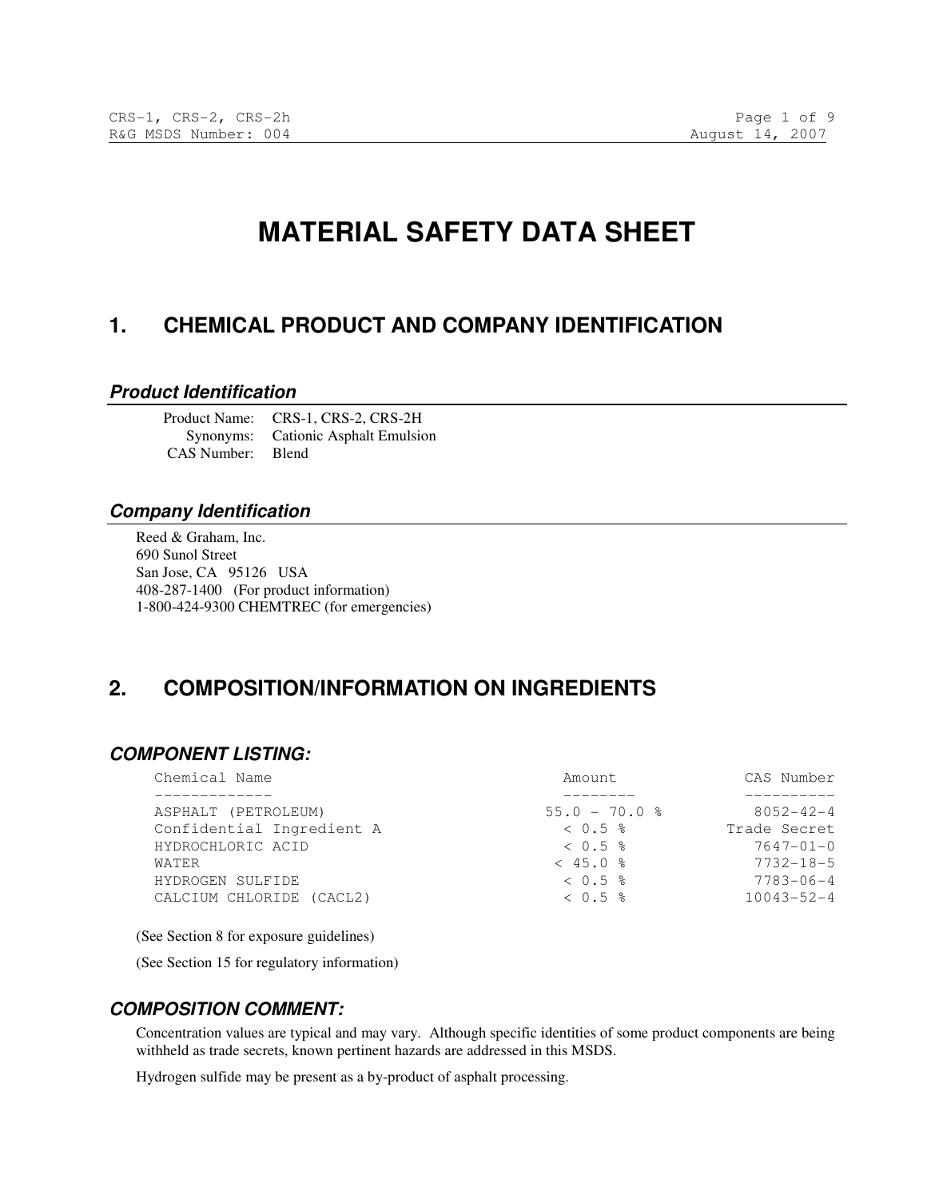# MATERIAL SAFETY DATA SHEET

## 1. CHEMICAL PRODUCT AND COMPANY IDENTIFICATION

### *Product Identification*

Product Name: CRS-1, CRS-2, CRS-2H
Synonyms: Cationic Asphalt Emulsion
CAS Number: Blend

### *Company Identification*

Reed & Graham, Inc.
690 Sunol Street
San Jose, CA 95126 USA
408-287-1400 (For product information)
1-800-424-9300 CHEMTREC (for emergencies)

## 2. COMPOSITION/INFORMATION ON INGREDIENTS

### *COMPONENT LISTING:*

| Chemical Name | Amount | CAS Number |
|---|---|---|
| ASPHALT (PETROLEUM) | 55.0 - 70.0 % | 8052-42-4 |
| Confidential Ingredient A | < 0.5 % | Trade Secret |
| HYDROCHLORIC ACID | < 0.5 % | 7647-01-0 |
| WATER | < 45.0 % | 7732-18-5 |
| HYDROGEN SULFIDE | < 0.5 % | 7783-06-4 |
| CALCIUM CHLORIDE (CACL2) | < 0.5 % | 10043-52-4 |

(See Section 8 for exposure guidelines)

(See Section 15 for regulatory information)

### *COMPOSITION COMMENT:*

Concentration values are typical and may vary. Although specific identities of some product components are being withheld as trade secrets, known pertinent hazards are addressed in this MSDS.

Hydrogen sulfide may be present as a by-product of asphalt processing.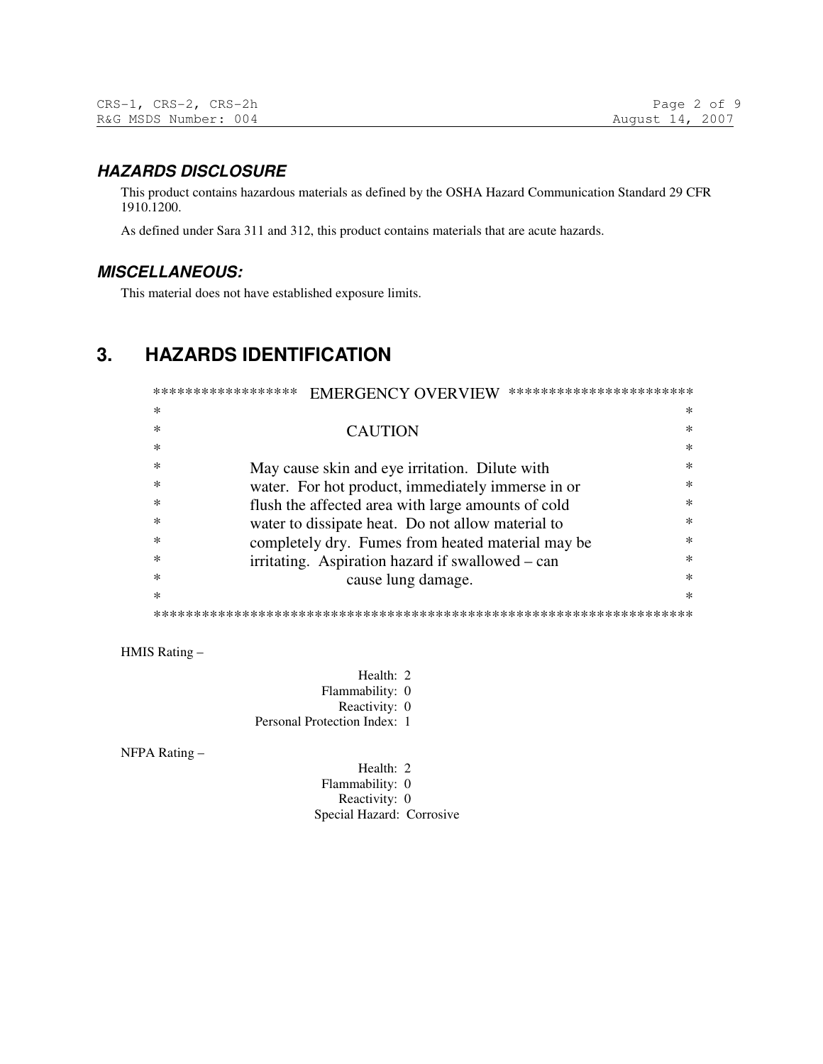### *HAZARDS DISCLOSURE*

This product contains hazardous materials as defined by the OSHA Hazard Communication Standard 29 CFR 1910.1200.

As defined under Sara 311 and 312, this product contains materials that are acute hazards.

### *MISCELLANEOUS:*

This material does not have established exposure limits.

## 3. HAZARDS IDENTIFICATION

```
******************  EMERGENCY OVERVIEW  ***********************
*                                                             *
*                         CAUTION                             *
*                                                             *
*       May cause skin and eye irritation.  Dilute with       *
*       water.  For hot product, immediately immerse in or    *
*       flush the affected area with large amounts of cold    *
*       water to dissipate heat.  Do not allow material to    *
*       completely dry.  Fumes from heated material may be    *
*       irritating.  Aspiration hazard if swallowed – can     *
*                    cause lung damage.                       *
*                                                             *
***************************************************************
```

HMIS Rating –

Health: 2
Flammability: 0
Reactivity: 0
Personal Protection Index: 1

NFPA Rating –

Health: 2
Flammability: 0
Reactivity: 0
Special Hazard: Corrosive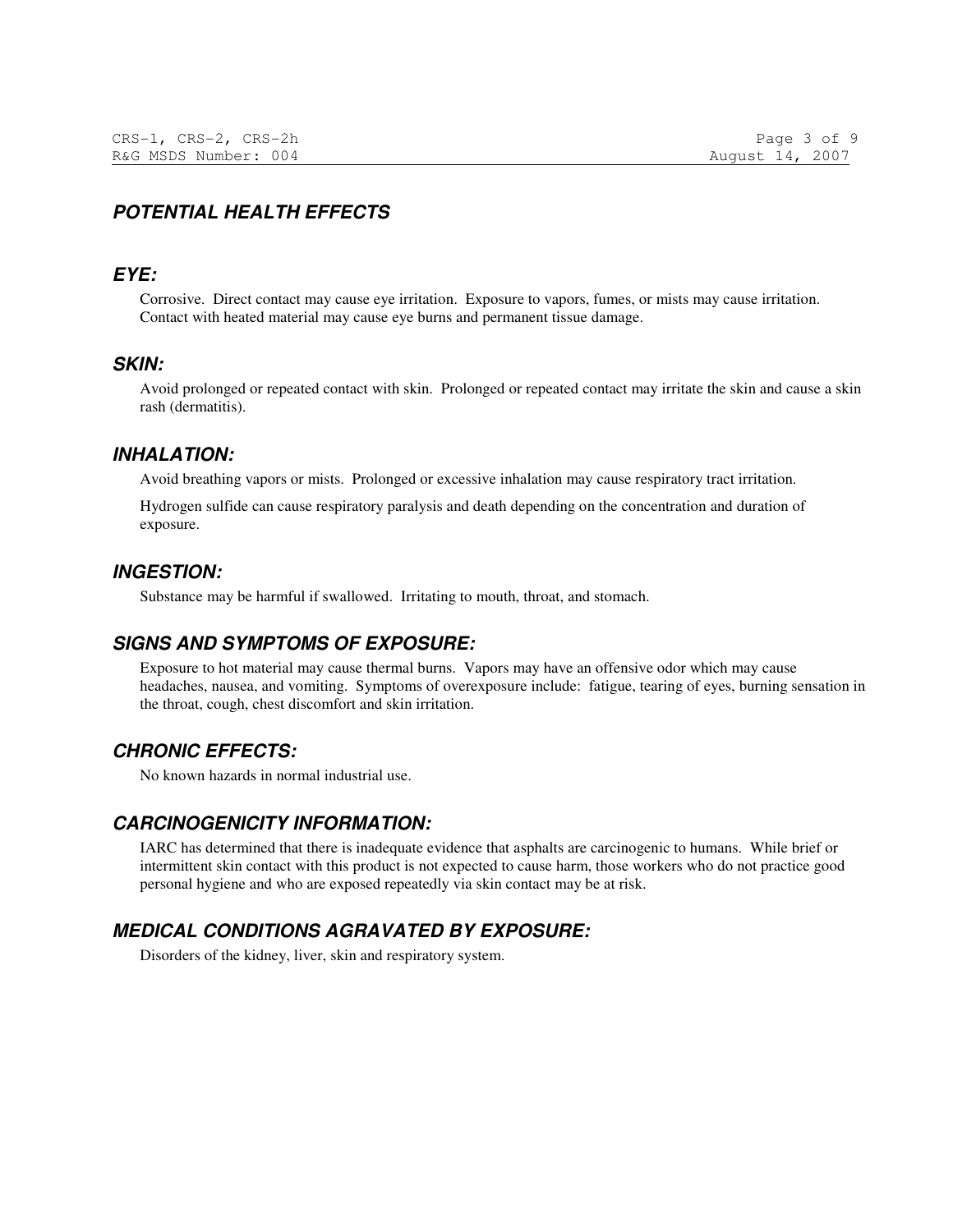## *POTENTIAL HEALTH EFFECTS*

### *EYE:*

Corrosive. Direct contact may cause eye irritation. Exposure to vapors, fumes, or mists may cause irritation. Contact with heated material may cause eye burns and permanent tissue damage.

### *SKIN:*

Avoid prolonged or repeated contact with skin. Prolonged or repeated contact may irritate the skin and cause a skin rash (dermatitis).

### *INHALATION:*

Avoid breathing vapors or mists. Prolonged or excessive inhalation may cause respiratory tract irritation.

Hydrogen sulfide can cause respiratory paralysis and death depending on the concentration and duration of exposure.

### *INGESTION:*

Substance may be harmful if swallowed. Irritating to mouth, throat, and stomach.

### *SIGNS AND SYMPTOMS OF EXPOSURE:*

Exposure to hot material may cause thermal burns. Vapors may have an offensive odor which may cause headaches, nausea, and vomiting. Symptoms of overexposure include: fatigue, tearing of eyes, burning sensation in the throat, cough, chest discomfort and skin irritation.

### *CHRONIC EFFECTS:*

No known hazards in normal industrial use.

### *CARCINOGENICITY INFORMATION:*

IARC has determined that there is inadequate evidence that asphalts are carcinogenic to humans. While brief or intermittent skin contact with this product is not expected to cause harm, those workers who do not practice good personal hygiene and who are exposed repeatedly via skin contact may be at risk.

### *MEDICAL CONDITIONS AGRAVATED BY EXPOSURE:*

Disorders of the kidney, liver, skin and respiratory system.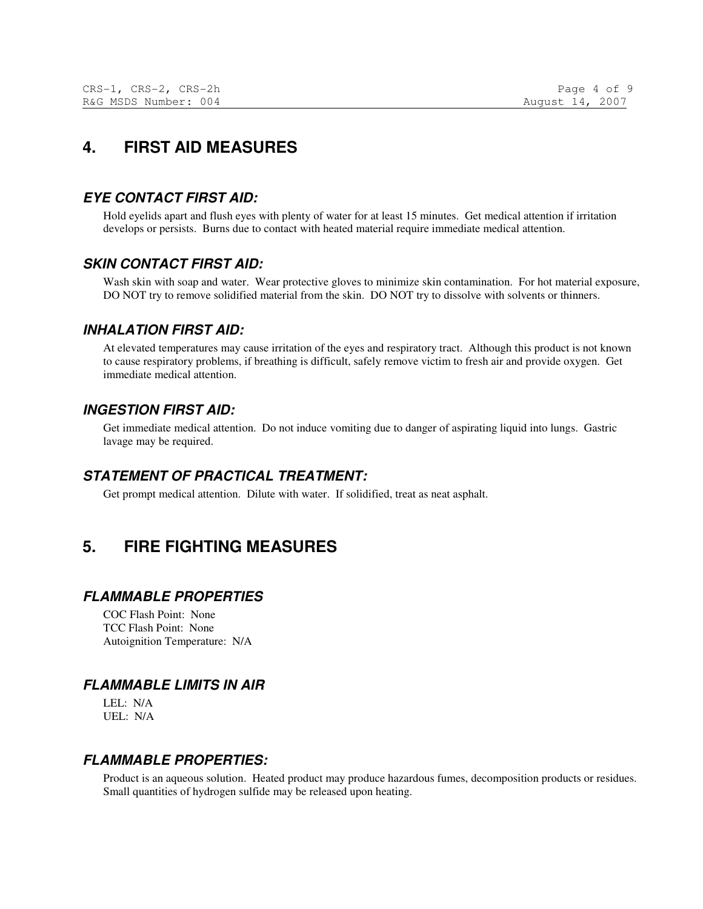## 4. FIRST AID MEASURES

### *EYE CONTACT FIRST AID:*

Hold eyelids apart and flush eyes with plenty of water for at least 15 minutes. Get medical attention if irritation develops or persists. Burns due to contact with heated material require immediate medical attention.

### *SKIN CONTACT FIRST AID:*

Wash skin with soap and water. Wear protective gloves to minimize skin contamination. For hot material exposure, DO NOT try to remove solidified material from the skin. DO NOT try to dissolve with solvents or thinners.

### *INHALATION FIRST AID:*

At elevated temperatures may cause irritation of the eyes and respiratory tract. Although this product is not known to cause respiratory problems, if breathing is difficult, safely remove victim to fresh air and provide oxygen. Get immediate medical attention.

### *INGESTION FIRST AID:*

Get immediate medical attention. Do not induce vomiting due to danger of aspirating liquid into lungs. Gastric lavage may be required.

### *STATEMENT OF PRACTICAL TREATMENT:*

Get prompt medical attention. Dilute with water. If solidified, treat as neat asphalt.

## 5. FIRE FIGHTING MEASURES

### *FLAMMABLE PROPERTIES*

COC Flash Point: None
TCC Flash Point: None
Autoignition Temperature: N/A

### *FLAMMABLE LIMITS IN AIR*

LEL: N/A
UEL: N/A

### *FLAMMABLE PROPERTIES:*

Product is an aqueous solution. Heated product may produce hazardous fumes, decomposition products or residues. Small quantities of hydrogen sulfide may be released upon heating.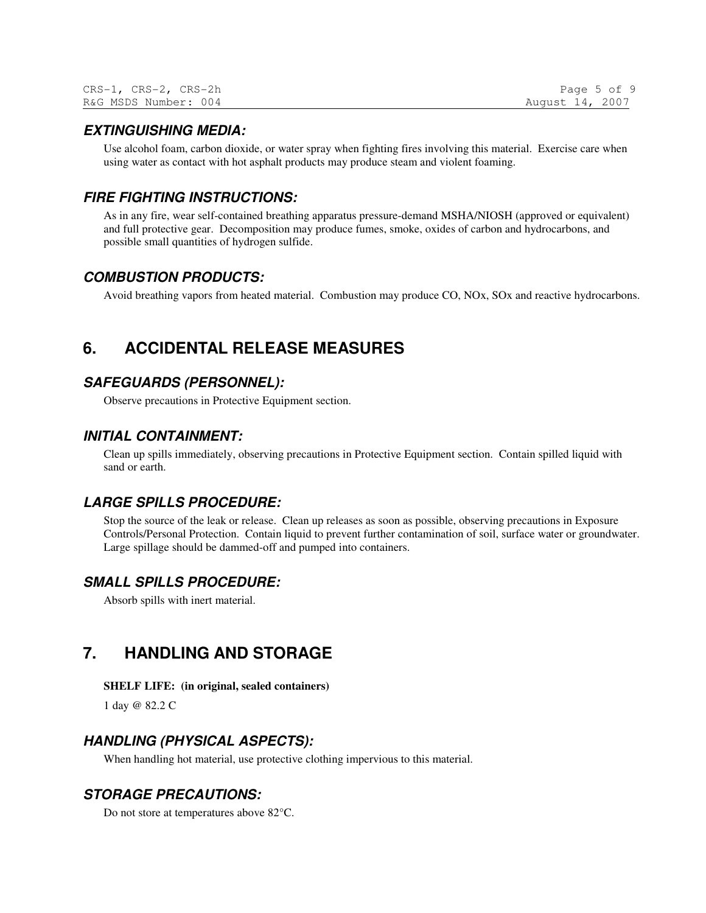### *EXTINGUISHING MEDIA:*

Use alcohol foam, carbon dioxide, or water spray when fighting fires involving this material. Exercise care when using water as contact with hot asphalt products may produce steam and violent foaming.

### *FIRE FIGHTING INSTRUCTIONS:*

As in any fire, wear self-contained breathing apparatus pressure-demand MSHA/NIOSH (approved or equivalent) and full protective gear. Decomposition may produce fumes, smoke, oxides of carbon and hydrocarbons, and possible small quantities of hydrogen sulfide.

### *COMBUSTION PRODUCTS:*

Avoid breathing vapors from heated material. Combustion may produce CO, NOx, SOx and reactive hydrocarbons.

## 6. ACCIDENTAL RELEASE MEASURES

### *SAFEGUARDS (PERSONNEL):*

Observe precautions in Protective Equipment section.

### *INITIAL CONTAINMENT:*

Clean up spills immediately, observing precautions in Protective Equipment section. Contain spilled liquid with sand or earth.

### *LARGE SPILLS PROCEDURE:*

Stop the source of the leak or release. Clean up releases as soon as possible, observing precautions in Exposure Controls/Personal Protection. Contain liquid to prevent further contamination of soil, surface water or groundwater. Large spillage should be dammed-off and pumped into containers.

### *SMALL SPILLS PROCEDURE:*

Absorb spills with inert material.

## 7. HANDLING AND STORAGE

**SHELF LIFE: (in original, sealed containers)**

1 day @ 82.2 C

### *HANDLING (PHYSICAL ASPECTS):*

When handling hot material, use protective clothing impervious to this material.

### *STORAGE PRECAUTIONS:*

Do not store at temperatures above 82°C.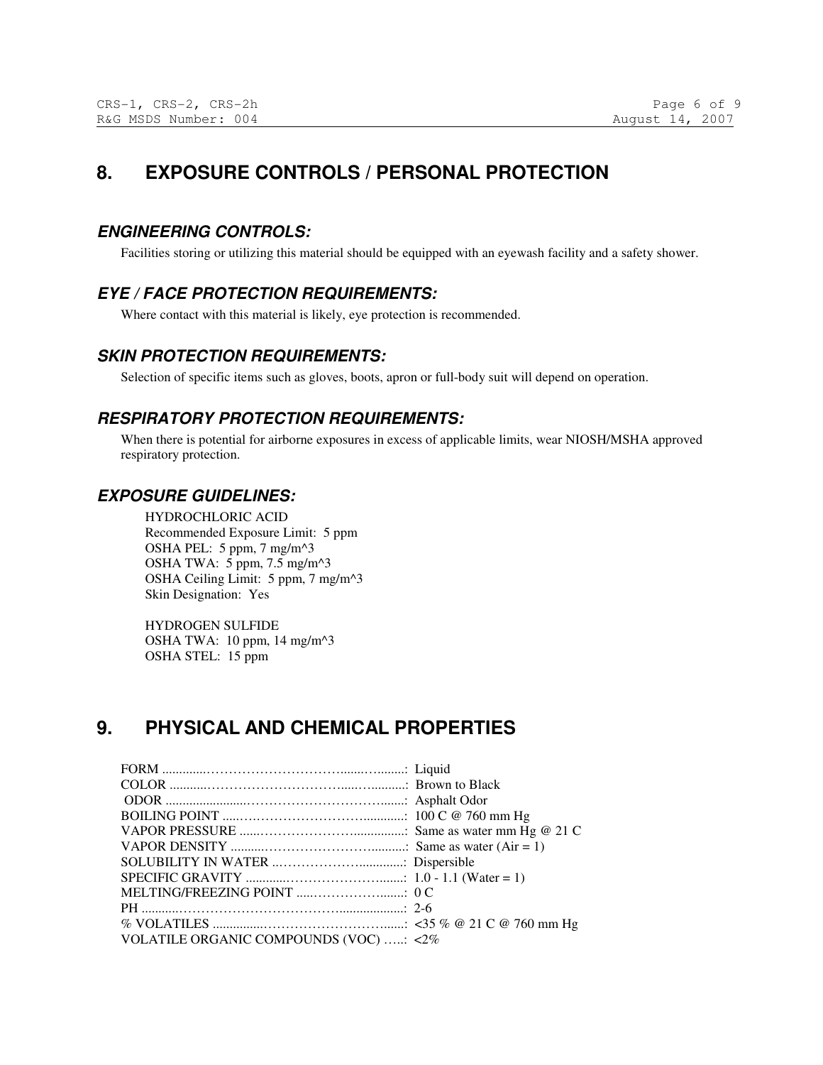## 8. EXPOSURE CONTROLS / PERSONAL PROTECTION

### *ENGINEERING CONTROLS:*

Facilities storing or utilizing this material should be equipped with an eyewash facility and a safety shower.

### *EYE / FACE PROTECTION REQUIREMENTS:*

Where contact with this material is likely, eye protection is recommended.

### *SKIN PROTECTION REQUIREMENTS:*

Selection of specific items such as gloves, boots, apron or full-body suit will depend on operation.

### *RESPIRATORY PROTECTION REQUIREMENTS:*

When there is potential for airborne exposures in excess of applicable limits, wear NIOSH/MSHA approved respiratory protection.

### *EXPOSURE GUIDELINES:*

HYDROCHLORIC ACID
Recommended Exposure Limit: 5 ppm
OSHA PEL: 5 ppm, 7 mg/m^3
OSHA TWA: 5 ppm, 7.5 mg/m^3
OSHA Ceiling Limit: 5 ppm, 7 mg/m^3
Skin Designation: Yes

HYDROGEN SULFIDE
OSHA TWA: 10 ppm, 14 mg/m^3
OSHA STEL: 15 ppm

## 9. PHYSICAL AND CHEMICAL PROPERTIES

| Property | Value |
|---|---|
| FORM | Liquid |
| COLOR | Brown to Black |
| ODOR | Asphalt Odor |
| BOILING POINT | 100 C @ 760 mm Hg |
| VAPOR PRESSURE | Same as water mm Hg @ 21 C |
| VAPOR DENSITY | Same as water (Air = 1) |
| SOLUBILITY IN WATER | Dispersible |
| SPECIFIC GRAVITY | 1.0 - 1.1 (Water = 1) |
| MELTING/FREEZING POINT | 0 C |
| PH | 2-6 |
| % VOLATILES | <35 % @ 21 C @ 760 mm Hg |
| VOLATILE ORGANIC COMPOUNDS (VOC) | <2% |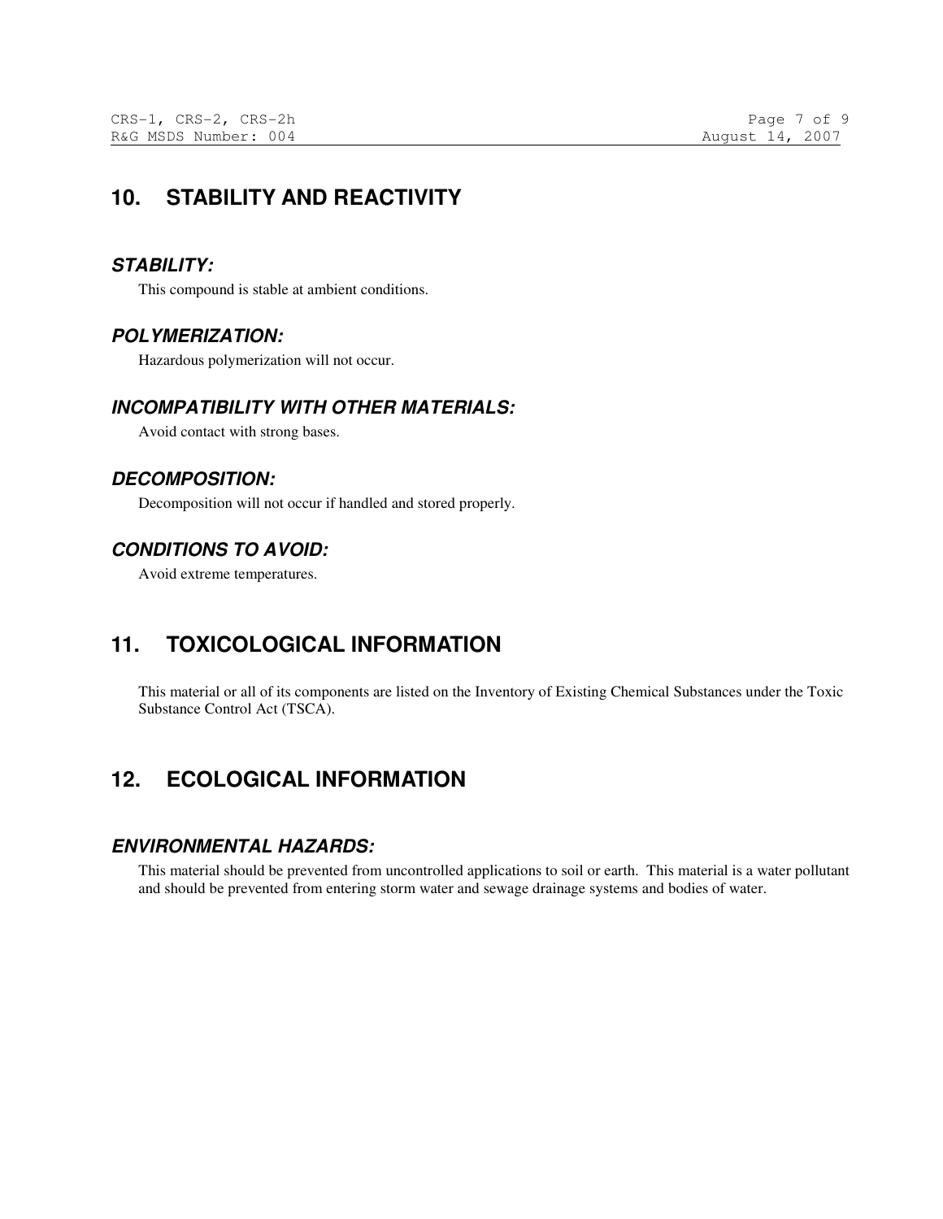## 10. STABILITY AND REACTIVITY

### *STABILITY:*

This compound is stable at ambient conditions.

### *POLYMERIZATION:*

Hazardous polymerization will not occur.

### *INCOMPATIBILITY WITH OTHER MATERIALS:*

Avoid contact with strong bases.

### *DECOMPOSITION:*

Decomposition will not occur if handled and stored properly.

### *CONDITIONS TO AVOID:*

Avoid extreme temperatures.

## 11. TOXICOLOGICAL INFORMATION

This material or all of its components are listed on the Inventory of Existing Chemical Substances under the Toxic Substance Control Act (TSCA).

## 12. ECOLOGICAL INFORMATION

### *ENVIRONMENTAL HAZARDS:*

This material should be prevented from uncontrolled applications to soil or earth. This material is a water pollutant and should be prevented from entering storm water and sewage drainage systems and bodies of water.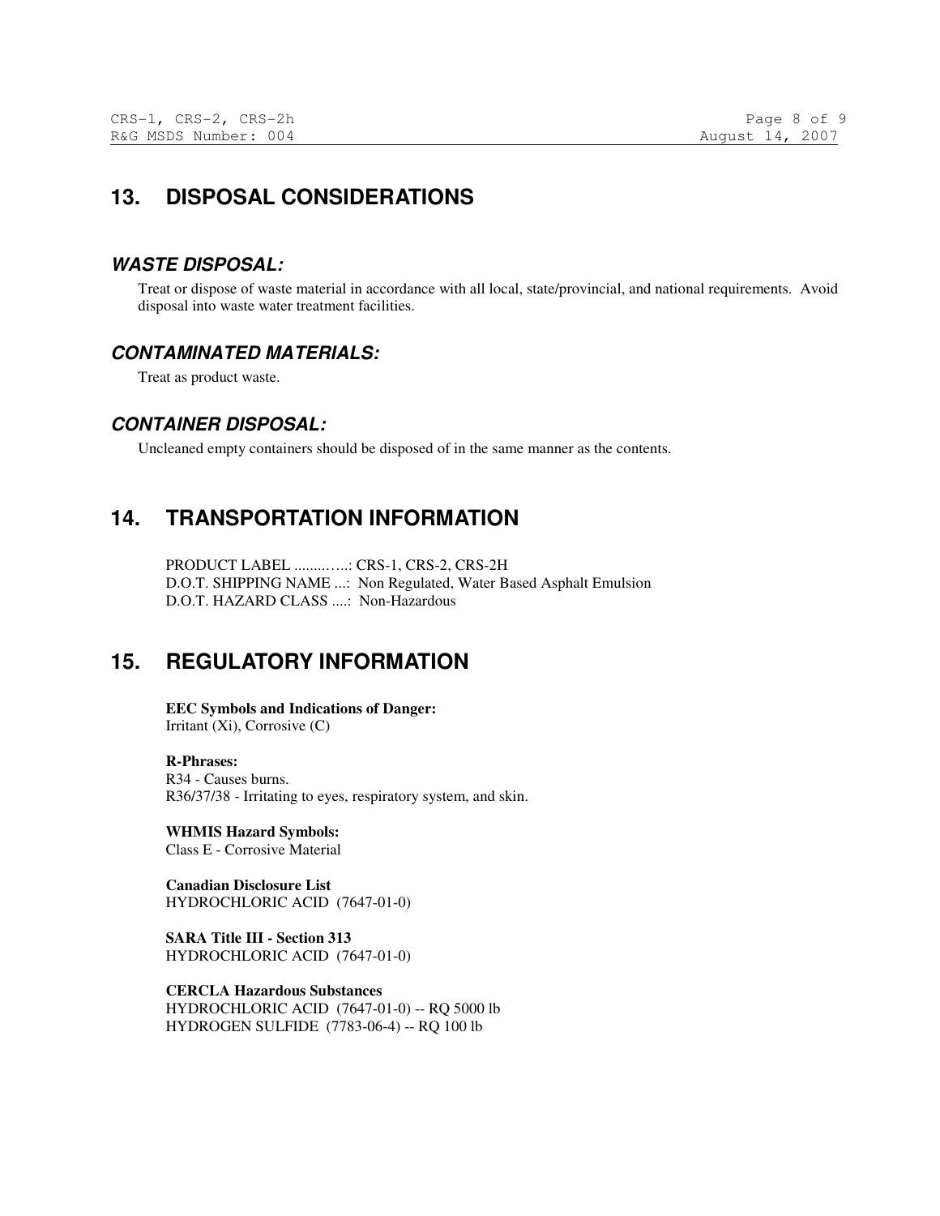## 13. DISPOSAL CONSIDERATIONS

### *WASTE DISPOSAL:*

Treat or dispose of waste material in accordance with all local, state/provincial, and national requirements. Avoid disposal into waste water treatment facilities.

### *CONTAMINATED MATERIALS:*

Treat as product waste.

### *CONTAINER DISPOSAL:*

Uncleaned empty containers should be disposed of in the same manner as the contents.

## 14. TRANSPORTATION INFORMATION

PRODUCT LABEL .........….: CRS-1, CRS-2, CRS-2H
D.O.T. SHIPPING NAME ...: Non Regulated, Water Based Asphalt Emulsion
D.O.T. HAZARD CLASS ....: Non-Hazardous

## 15. REGULATORY INFORMATION

**EEC Symbols and Indications of Danger:**
Irritant (Xi), Corrosive (C)

**R-Phrases:**
R34 - Causes burns.
R36/37/38 - Irritating to eyes, respiratory system, and skin.

**WHMIS Hazard Symbols:**
Class E - Corrosive Material

**Canadian Disclosure List**
HYDROCHLORIC ACID (7647-01-0)

**SARA Title III - Section 313**
HYDROCHLORIC ACID (7647-01-0)

**CERCLA Hazardous Substances**
HYDROCHLORIC ACID (7647-01-0) -- RQ 5000 lb
HYDROGEN SULFIDE (7783-06-4) -- RQ 100 lb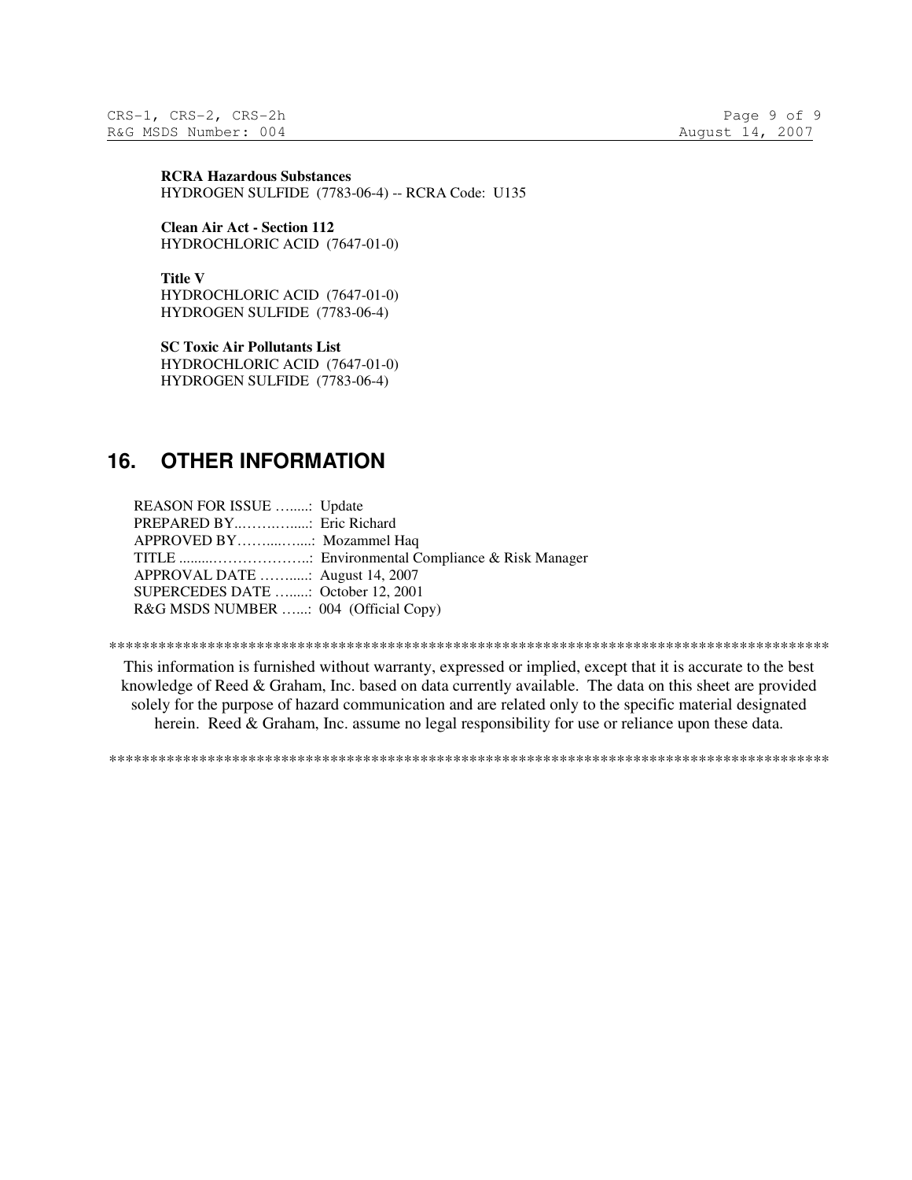**RCRA Hazardous Substances**
HYDROGEN SULFIDE (7783-06-4) -- RCRA Code: U135

**Clean Air Act - Section 112**
HYDROCHLORIC ACID (7647-01-0)

**Title V**
HYDROCHLORIC ACID (7647-01-0)
HYDROGEN SULFIDE (7783-06-4)

**SC Toxic Air Pollutants List**
HYDROCHLORIC ACID (7647-01-0)
HYDROGEN SULFIDE (7783-06-4)

## 16. OTHER INFORMATION

REASON FOR ISSUE ….....: Update
PREPARED BY...…….….....: Eric Richard
APPROVED BY……....…....: Mozammel Haq
TITLE .........………………..: Environmental Compliance & Risk Manager
APPROVAL DATE ……....: August 14, 2007
SUPERCEDES DATE …....: October 12, 2001
R&G MSDS NUMBER …...: 004 (Official Copy)

*******************************************************************************************

This information is furnished without warranty, expressed or implied, except that it is accurate to the best knowledge of Reed & Graham, Inc. based on data currently available. The data on this sheet are provided solely for the purpose of hazard communication and are related only to the specific material designated herein. Reed & Graham, Inc. assume no legal responsibility for use or reliance upon these data.

*******************************************************************************************